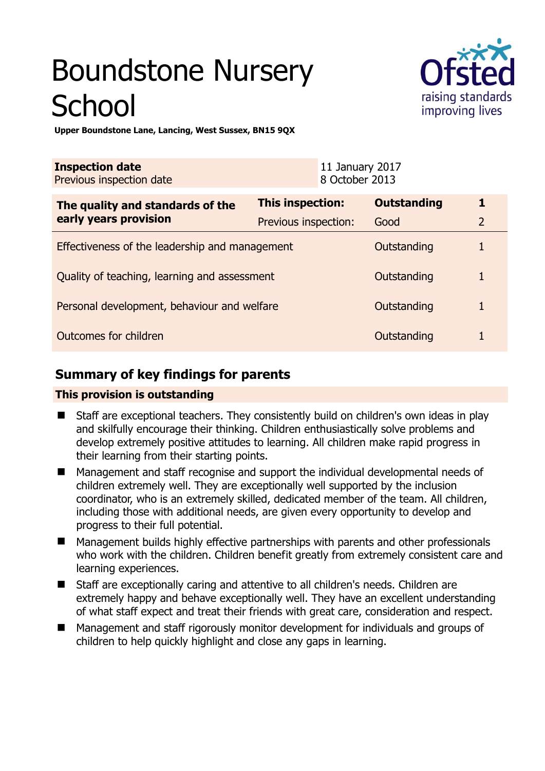# Boundstone Nursery School

**Upper Boundstone Lane, Lancing, West Sussex, BN15 9QX**

| **Inspection date** | 11 January 2017 |
|---|---|
| Previous inspection date | 8 October 2013 |

| **The quality and standards of the early years provision** | **This inspection:** | **Outstanding** | **1** |
|---|---|---|---|
| | Previous inspection: | Good | 2 |
| Effectiveness of the leadership and management | | Outstanding | 1 |
| Quality of teaching, learning and assessment | | Outstanding | 1 |
| Personal development, behaviour and welfare | | Outstanding | 1 |
| Outcomes for children | | Outstanding | 1 |

## Summary of key findings for parents

**This provision is outstanding**

- Staff are exceptional teachers. They consistently build on children's own ideas in play and skilfully encourage their thinking. Children enthusiastically solve problems and develop extremely positive attitudes to learning. All children make rapid progress in their learning from their starting points.
- Management and staff recognise and support the individual developmental needs of children extremely well. They are exceptionally well supported by the inclusion coordinator, who is an extremely skilled, dedicated member of the team. All children, including those with additional needs, are given every opportunity to develop and progress to their full potential.
- Management builds highly effective partnerships with parents and other professionals who work with the children. Children benefit greatly from extremely consistent care and learning experiences.
- Staff are exceptionally caring and attentive to all children's needs. Children are extremely happy and behave exceptionally well. They have an excellent understanding of what staff expect and treat their friends with great care, consideration and respect.
- Management and staff rigorously monitor development for individuals and groups of children to help quickly highlight and close any gaps in learning.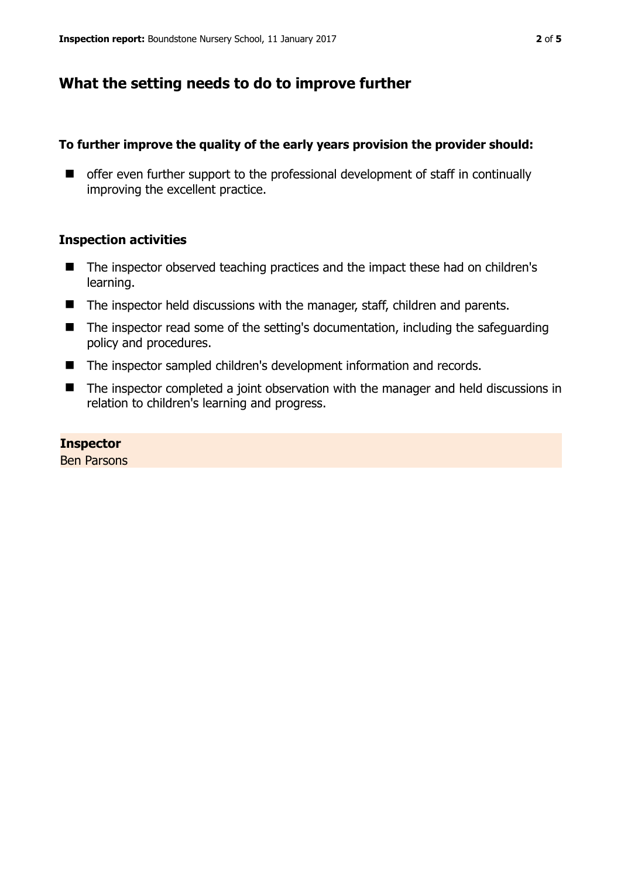## What the setting needs to do to improve further

**To further improve the quality of the early years provision the provider should:**

- offer even further support to the professional development of staff in continually improving the excellent practice.

### Inspection activities

- The inspector observed teaching practices and the impact these had on children's learning.
- The inspector held discussions with the manager, staff, children and parents.
- The inspector read some of the setting's documentation, including the safeguarding policy and procedures.
- The inspector sampled children's development information and records.
- The inspector completed a joint observation with the manager and held discussions in relation to children's learning and progress.

**Inspector**
Ben Parsons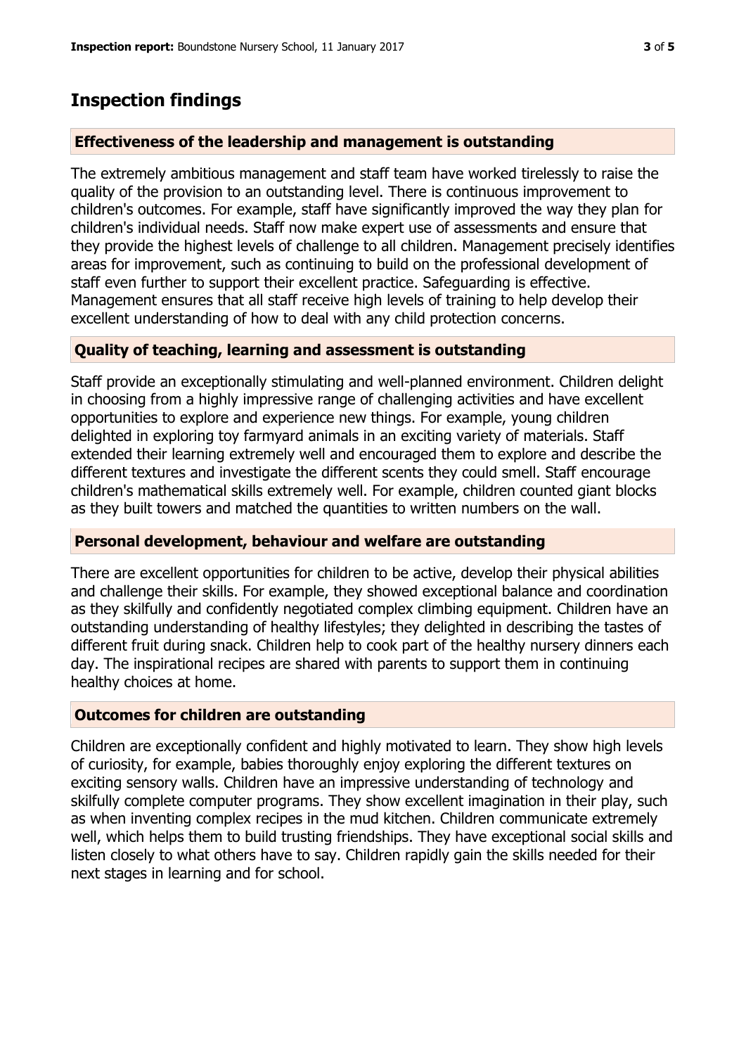## Inspection findings

### Effectiveness of the leadership and management is outstanding

The extremely ambitious management and staff team have worked tirelessly to raise the quality of the provision to an outstanding level. There is continuous improvement to children's outcomes. For example, staff have significantly improved the way they plan for children's individual needs. Staff now make expert use of assessments and ensure that they provide the highest levels of challenge to all children. Management precisely identifies areas for improvement, such as continuing to build on the professional development of staff even further to support their excellent practice. Safeguarding is effective. Management ensures that all staff receive high levels of training to help develop their excellent understanding of how to deal with any child protection concerns.

### Quality of teaching, learning and assessment is outstanding

Staff provide an exceptionally stimulating and well-planned environment. Children delight in choosing from a highly impressive range of challenging activities and have excellent opportunities to explore and experience new things. For example, young children delighted in exploring toy farmyard animals in an exciting variety of materials. Staff extended their learning extremely well and encouraged them to explore and describe the different textures and investigate the different scents they could smell. Staff encourage children's mathematical skills extremely well. For example, children counted giant blocks as they built towers and matched the quantities to written numbers on the wall.

### Personal development, behaviour and welfare are outstanding

There are excellent opportunities for children to be active, develop their physical abilities and challenge their skills. For example, they showed exceptional balance and coordination as they skilfully and confidently negotiated complex climbing equipment. Children have an outstanding understanding of healthy lifestyles; they delighted in describing the tastes of different fruit during snack. Children help to cook part of the healthy nursery dinners each day. The inspirational recipes are shared with parents to support them in continuing healthy choices at home.

### Outcomes for children are outstanding

Children are exceptionally confident and highly motivated to learn. They show high levels of curiosity, for example, babies thoroughly enjoy exploring the different textures on exciting sensory walls. Children have an impressive understanding of technology and skilfully complete computer programs. They show excellent imagination in their play, such as when inventing complex recipes in the mud kitchen. Children communicate extremely well, which helps them to build trusting friendships. They have exceptional social skills and listen closely to what others have to say. Children rapidly gain the skills needed for their next stages in learning and for school.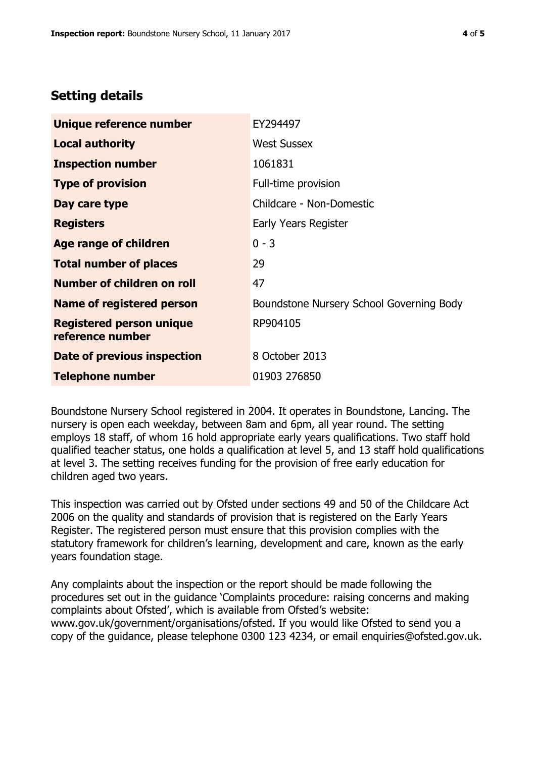## Setting details

| | |
|---|---|
| **Unique reference number** | EY294497 |
| **Local authority** | West Sussex |
| **Inspection number** | 1061831 |
| **Type of provision** | Full-time provision |
| **Day care type** | Childcare - Non-Domestic |
| **Registers** | Early Years Register |
| **Age range of children** | 0 - 3 |
| **Total number of places** | 29 |
| **Number of children on roll** | 47 |
| **Name of registered person** | Boundstone Nursery School Governing Body |
| **Registered person unique reference number** | RP904105 |
| **Date of previous inspection** | 8 October 2013 |
| **Telephone number** | 01903 276850 |

Boundstone Nursery School registered in 2004. It operates in Boundstone, Lancing. The nursery is open each weekday, between 8am and 6pm, all year round. The setting employs 18 staff, of whom 16 hold appropriate early years qualifications. Two staff hold qualified teacher status, one holds a qualification at level 5, and 13 staff hold qualifications at level 3. The setting receives funding for the provision of free early education for children aged two years.

This inspection was carried out by Ofsted under sections 49 and 50 of the Childcare Act 2006 on the quality and standards of provision that is registered on the Early Years Register. The registered person must ensure that this provision complies with the statutory framework for children's learning, development and care, known as the early years foundation stage.

Any complaints about the inspection or the report should be made following the procedures set out in the guidance 'Complaints procedure: raising concerns and making complaints about Ofsted', which is available from Ofsted's website: www.gov.uk/government/organisations/ofsted. If you would like Ofsted to send you a copy of the guidance, please telephone 0300 123 4234, or email enquiries@ofsted.gov.uk.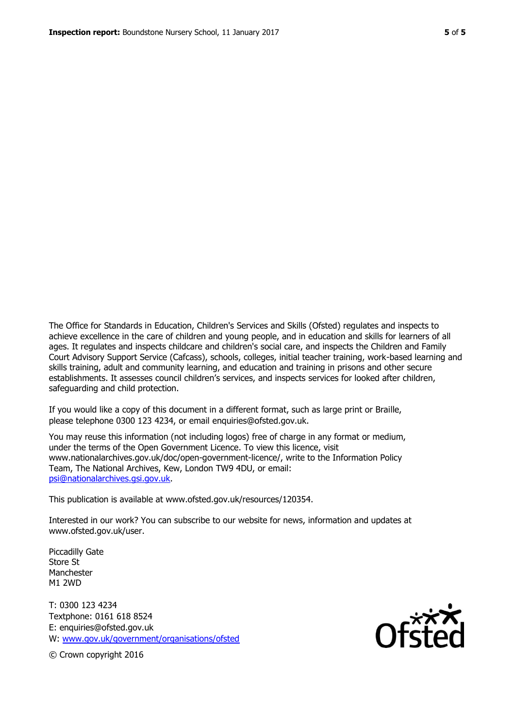The Office for Standards in Education, Children's Services and Skills (Ofsted) regulates and inspects to achieve excellence in the care of children and young people, and in education and skills for learners of all ages. It regulates and inspects childcare and children's social care, and inspects the Children and Family Court Advisory Support Service (Cafcass), schools, colleges, initial teacher training, work-based learning and skills training, adult and community learning, and education and training in prisons and other secure establishments. It assesses council children's services, and inspects services for looked after children, safeguarding and child protection.

If you would like a copy of this document in a different format, such as large print or Braille, please telephone 0300 123 4234, or email enquiries@ofsted.gov.uk.

You may reuse this information (not including logos) free of charge in any format or medium, under the terms of the Open Government Licence. To view this licence, visit www.nationalarchives.gov.uk/doc/open-government-licence/, write to the Information Policy Team, The National Archives, Kew, London TW9 4DU, or email: psi@nationalarchives.gsi.gov.uk.

This publication is available at www.ofsted.gov.uk/resources/120354.

Interested in our work? You can subscribe to our website for news, information and updates at www.ofsted.gov.uk/user.

Piccadilly Gate
Store St
Manchester
M1 2WD

T: 0300 123 4234
Textphone: 0161 618 8524
E: enquiries@ofsted.gov.uk
W: www.gov.uk/government/organisations/ofsted

© Crown copyright 2016